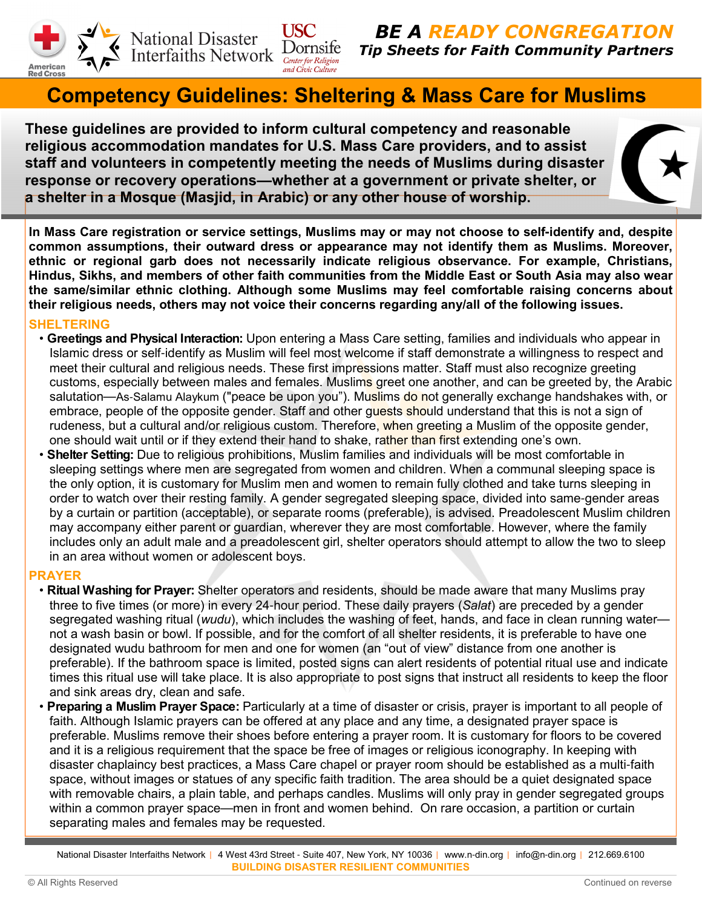American Red Cross | National Disaster Interfaiths Network | USC Dornsife Center for Religion and Civic Culture

**BE A READY CONGREGATION**
**Tip Sheets for Faith Community Partners**

# Competency Guidelines: Sheltering & Mass Care for Muslims

**These guidelines are provided to inform cultural competency and reasonable religious accommodation mandates for U.S. Mass Care providers, and to assist staff and volunteers in competently meeting the needs of Muslims during disaster response or recovery operations—whether at a government or private shelter, or a shelter in a Mosque (Masjid, in Arabic) or any other house of worship.**

**In Mass Care registration or service settings, Muslims may or may not choose to self-identify and, despite common assumptions, their outward dress or appearance may not identify them as Muslims. Moreover, ethnic or regional garb does not necessarily indicate religious observance. For example, Christians, Hindus, Sikhs, and members of other faith communities from the Middle East or South Asia may also wear the same/similar ethnic clothing. Although some Muslims may feel comfortable raising concerns about their religious needs, others may not voice their concerns regarding any/all of the following issues.**

## SHELTERING

- **Greetings and Physical Interaction:** Upon entering a Mass Care setting, families and individuals who appear in Islamic dress or self-identify as Muslim will feel most welcome if staff demonstrate a willingness to respect and meet their cultural and religious needs. These first impressions matter. Staff must also recognize greeting customs, especially between males and females. Muslims greet one another, and can be greeted by, the Arabic salutation—As-Salamu Alaykum ("peace be upon you"). Muslims do not generally exchange handshakes with, or embrace, people of the opposite gender. Staff and other guests should understand that this is not a sign of rudeness, but a cultural and/or religious custom. Therefore, when greeting a Muslim of the opposite gender, one should wait until or if they extend their hand to shake, rather than first extending one's own.
- **Shelter Setting:** Due to religious prohibitions, Muslim families and individuals will be most comfortable in sleeping settings where men are segregated from women and children. When a communal sleeping space is the only option, it is customary for Muslim men and women to remain fully clothed and take turns sleeping in order to watch over their resting family. A gender segregated sleeping space, divided into same-gender areas by a curtain or partition (acceptable), or separate rooms (preferable), is advised. Preadolescent Muslim children may accompany either parent or guardian, wherever they are most comfortable. However, where the family includes only an adult male and a preadolescent girl, shelter operators should attempt to allow the two to sleep in an area without women or adolescent boys.

## PRAYER

- **Ritual Washing for Prayer:** Shelter operators and residents, should be made aware that many Muslims pray three to five times (or more) in every 24-hour period. These daily prayers (*Salat*) are preceded by a gender segregated washing ritual (*wudu*), which includes the washing of feet, hands, and face in clean running water—not a wash basin or bowl. If possible, and for the comfort of all shelter residents, it is preferable to have one designated wudu bathroom for men and one for women (an "out of view" distance from one another is preferable). If the bathroom space is limited, posted signs can alert residents of potential ritual use and indicate times this ritual use will take place. It is also appropriate to post signs that instruct all residents to keep the floor and sink areas dry, clean and safe.
- **Preparing a Muslim Prayer Space:** Particularly at a time of disaster or crisis, prayer is important to all people of faith. Although Islamic prayers can be offered at any place and any time, a designated prayer space is preferable. Muslims remove their shoes before entering a prayer room. It is customary for floors to be covered and it is a religious requirement that the space be free of images or religious iconography. In keeping with disaster chaplaincy best practices, a Mass Care chapel or prayer room should be established as a multi-faith space, without images or statues of any specific faith tradition. The area should be a quiet designated space with removable chairs, a plain table, and perhaps candles. Muslims will only pray in gender segregated groups within a common prayer space—men in front and women behind. On rare occasion, a partition or curtain separating males and females may be requested.

National Disaster Interfaiths Network | 4 West 43rd Street - Suite 407, New York, NY 10036 | www.n-din.org | info@n-din.org | 212.669.6100
**BUILDING DISASTER RESILIENT COMMUNITIES**

© All Rights Reserved — Continued on reverse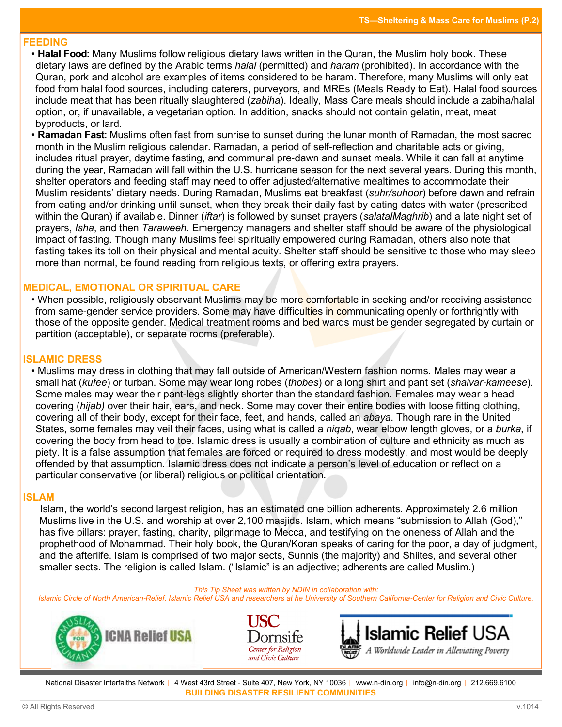## FEEDING

- **Halal Food:** Many Muslims follow religious dietary laws written in the Quran, the Muslim holy book. These dietary laws are defined by the Arabic terms *halal* (permitted) and *haram* (prohibited). In accordance with the Quran, pork and alcohol are examples of items considered to be haram. Therefore, many Muslims will only eat food from halal food sources, including caterers, purveyors, and MREs (Meals Ready to Eat). Halal food sources include meat that has been ritually slaughtered (*zabiha*). Ideally, Mass Care meals should include a zabiha/halal option, or, if unavailable, a vegetarian option. In addition, snacks should not contain gelatin, meat, meat byproducts, or lard.
- **Ramadan Fast:** Muslims often fast from sunrise to sunset during the lunar month of Ramadan, the most sacred month in the Muslim religious calendar. Ramadan, a period of self-reflection and charitable acts or giving, includes ritual prayer, daytime fasting, and communal pre-dawn and sunset meals. While it can fall at anytime during the year, Ramadan will fall within the U.S. hurricane season for the next several years. During this month, shelter operators and feeding staff may need to offer adjusted/alternative mealtimes to accommodate their Muslim residents' dietary needs. During Ramadan, Muslims eat breakfast (*suhr/suhoor*) before dawn and refrain from eating and/or drinking until sunset, when they break their daily fast by eating dates with water (prescribed within the Quran) if available. Dinner (*iftar*) is followed by sunset prayers (*salatalMaghrib*) and a late night set of prayers, *Isha*, and then *Taraweeh*. Emergency managers and shelter staff should be aware of the physiological impact of fasting. Though many Muslims feel spiritually empowered during Ramadan, others also note that fasting takes its toll on their physical and mental acuity. Shelter staff should be sensitive to those who may sleep more than normal, be found reading from religious texts, or offering extra prayers.

## MEDICAL, EMOTIONAL OR SPIRITUAL CARE

- When possible, religiously observant Muslims may be more comfortable in seeking and/or receiving assistance from same-gender service providers. Some may have difficulties in communicating openly or forthrightly with those of the opposite gender. Medical treatment rooms and bed wards must be gender segregated by curtain or partition (acceptable), or separate rooms (preferable).

## ISLAMIC DRESS

- Muslims may dress in clothing that may fall outside of American/Western fashion norms. Males may wear a small hat (*kufee*) or turban. Some may wear long robes (*thobes*) or a long shirt and pant set (*shalvar-kameese*). Some males may wear their pant-legs slightly shorter than the standard fashion. Females may wear a head covering (*hijab)* over their hair, ears, and neck. Some may cover their entire bodies with loose fitting clothing, covering all of their body, except for their face, feet, and hands, called an *abaya*. Though rare in the United States, some females may veil their faces, using what is called a *niqab*, wear elbow length gloves, or a *burka*, if covering the body from head to toe. Islamic dress is usually a combination of culture and ethnicity as much as piety. It is a false assumption that females are forced or required to dress modestly, and most would be deeply offended by that assumption. Islamic dress does not indicate a person's level of education or reflect on a particular conservative (or liberal) religious or political orientation.

## ISLAM

Islam, the world's second largest religion, has an estimated one billion adherents. Approximately 2.6 million Muslims live in the U.S. and worship at over 2,100 masjids. Islam, which means "submission to Allah (God)," has five pillars: prayer, fasting, charity, pilgrimage to Mecca, and testifying on the oneness of Allah and the prophethood of Mohammad. Their holy book, the Quran/Koran speaks of caring for the poor, a day of judgment, and the afterlife. Islam is comprised of two major sects, Sunnis (the majority) and Shiites, and several other smaller sects. The religion is called Islam. ("Islamic" is an adjective; adherents are called Muslim.)

*This Tip Sheet was written by NDIN in collaboration with:*
*Islamic Circle of North American-Relief, Islamic Relief USA and researchers at he University of Southern California-Center for Religion and Civic Culture.*

ICNA Relief USA | USC Dornsife Center for Religion and Civic Culture | Islamic Relief USA — A Worldwide Leader in Alleviating Poverty

National Disaster Interfaiths Network | 4 West 43rd Street - Suite 407, New York, NY 10036 | www.n-din.org | info@n-din.org | 212.669.6100

**BUILDING DISASTER RESILIENT COMMUNITIES**

© All Rights Reserved v.1014